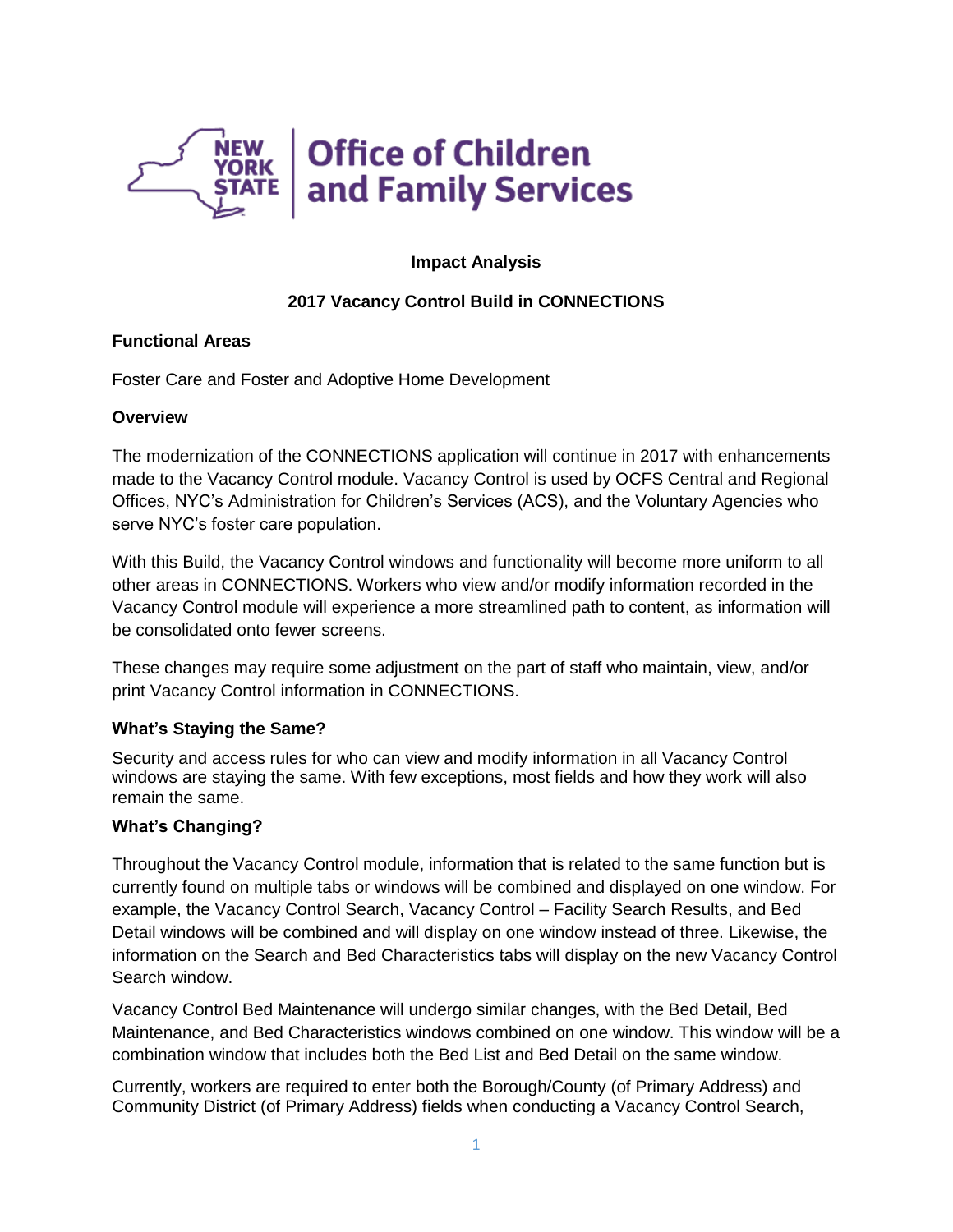**Impact Analysis**

**2017 Vacancy Control Build in CONNECTIONS**

**Functional Areas**

Foster Care and Foster and Adoptive Home Development

**Overview**

The modernization of the CONNECTIONS application will continue in 2017 with enhancements made to the Vacancy Control module. Vacancy Control is used by OCFS Central and Regional Offices, NYC's Administration for Children's Services (ACS), and the Voluntary Agencies who serve NYC's foster care population.

With this Build, the Vacancy Control windows and functionality will become more uniform to all other areas in CONNECTIONS. Workers who view and/or modify information recorded in the Vacancy Control module will experience a more streamlined path to content, as information will be consolidated onto fewer screens.

These changes may require some adjustment on the part of staff who maintain, view, and/or print Vacancy Control information in CONNECTIONS.

**What's Staying the Same?**

Security and access rules for who can view and modify information in all Vacancy Control windows are staying the same. With few exceptions, most fields and how they work will also remain the same.

**What's Changing?**

Throughout the Vacancy Control module, information that is related to the same function but is currently found on multiple tabs or windows will be combined and displayed on one window. For example, the Vacancy Control Search, Vacancy Control – Facility Search Results, and Bed Detail windows will be combined and will display on one window instead of three. Likewise, the information on the Search and Bed Characteristics tabs will display on the new Vacancy Control Search window.

Vacancy Control Bed Maintenance will undergo similar changes, with the Bed Detail, Bed Maintenance, and Bed Characteristics windows combined on one window. This window will be a combination window that includes both the Bed List and Bed Detail on the same window.

Currently, workers are required to enter both the Borough/County (of Primary Address) and Community District (of Primary Address) fields when conducting a Vacancy Control Search,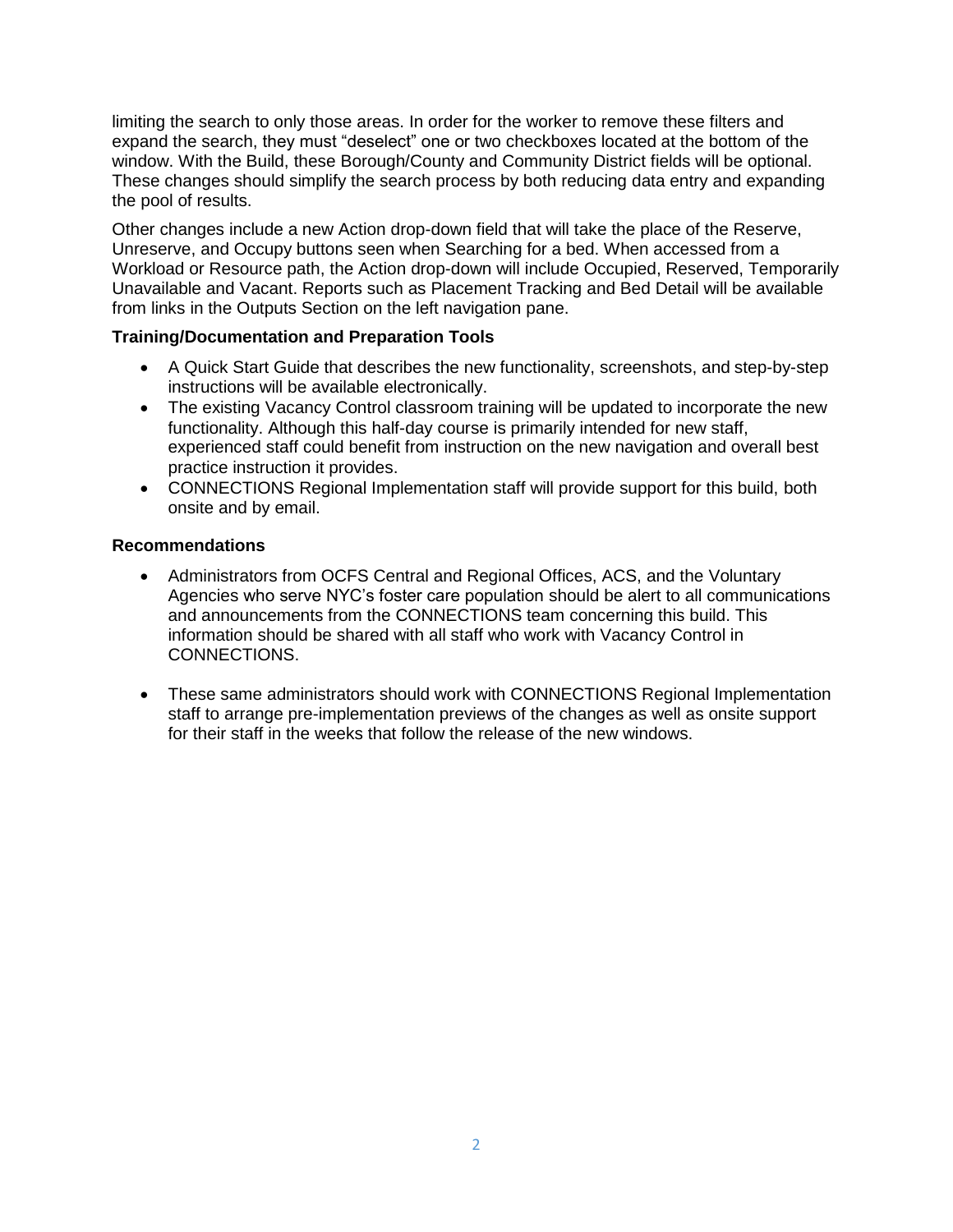limiting the search to only those areas. In order for the worker to remove these filters and expand the search, they must "deselect" one or two checkboxes located at the bottom of the window. With the Build, these Borough/County and Community District fields will be optional. These changes should simplify the search process by both reducing data entry and expanding the pool of results.

Other changes include a new Action drop-down field that will take the place of the Reserve, Unreserve, and Occupy buttons seen when Searching for a bed. When accessed from a Workload or Resource path, the Action drop-down will include Occupied, Reserved, Temporarily Unavailable and Vacant. Reports such as Placement Tracking and Bed Detail will be available from links in the Outputs Section on the left navigation pane.

**Training/Documentation and Preparation Tools**

- A Quick Start Guide that describes the new functionality, screenshots, and step-by-step instructions will be available electronically.
- The existing Vacancy Control classroom training will be updated to incorporate the new functionality. Although this half-day course is primarily intended for new staff, experienced staff could benefit from instruction on the new navigation and overall best practice instruction it provides.
- CONNECTIONS Regional Implementation staff will provide support for this build, both onsite and by email.

**Recommendations**

- Administrators from OCFS Central and Regional Offices, ACS, and the Voluntary Agencies who serve NYC's foster care population should be alert to all communications and announcements from the CONNECTIONS team concerning this build. This information should be shared with all staff who work with Vacancy Control in CONNECTIONS.
- These same administrators should work with CONNECTIONS Regional Implementation staff to arrange pre-implementation previews of the changes as well as onsite support for their staff in the weeks that follow the release of the new windows.